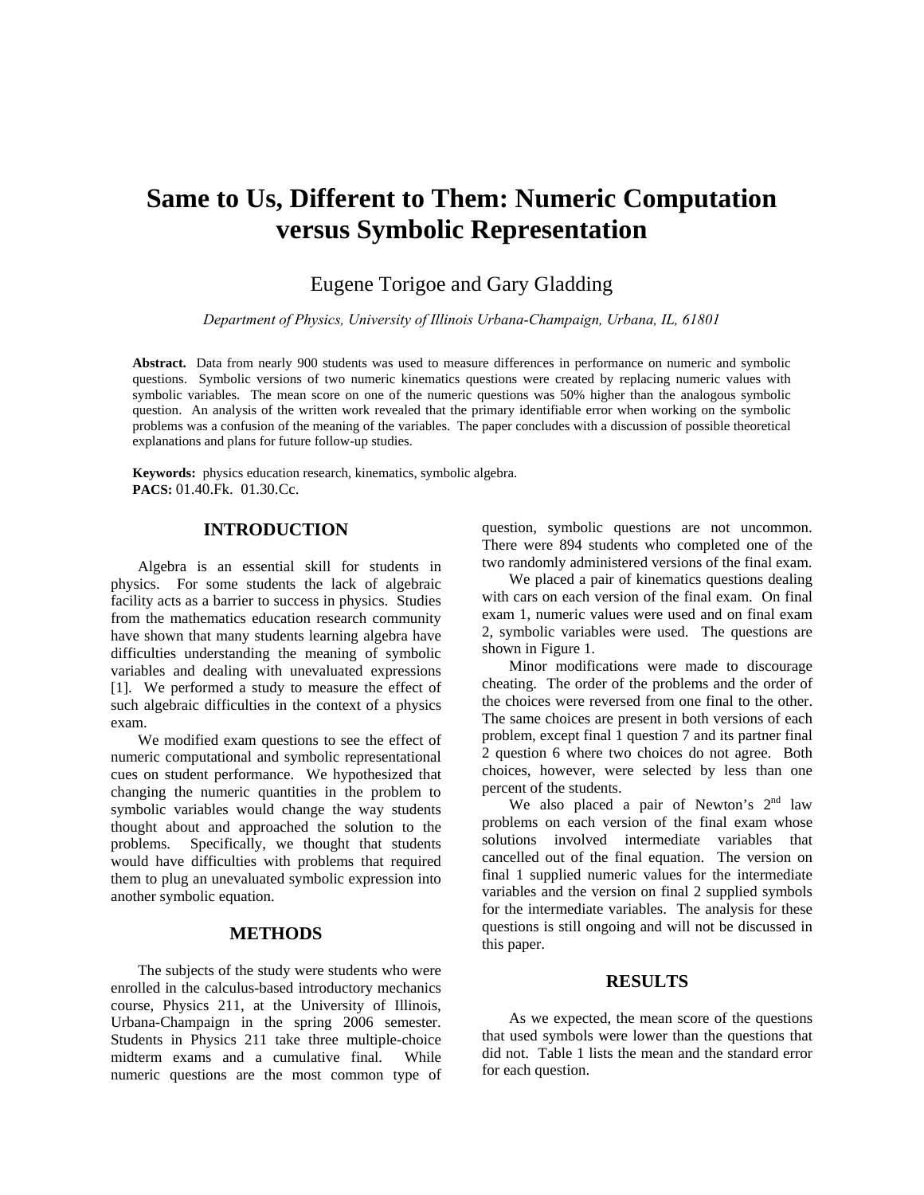# Same to Us, Different to Them: Numeric Computation versus Symbolic Representation

Eugene Torigoe and Gary Gladding

*Department of Physics, University of Illinois Urbana-Champaign, Urbana, IL, 61801*

**Abstract.** Data from nearly 900 students was used to measure differences in performance on numeric and symbolic questions. Symbolic versions of two numeric kinematics questions were created by replacing numeric values with symbolic variables. The mean score on one of the numeric questions was 50% higher than the analogous symbolic question. An analysis of the written work revealed that the primary identifiable error when working on the symbolic problems was a confusion of the meaning of the variables. The paper concludes with a discussion of possible theoretical explanations and plans for future follow-up studies.

**Keywords:** physics education research, kinematics, symbolic algebra.
**PACS:** 01.40.Fk. 01.30.Cc.

## INTRODUCTION

Algebra is an essential skill for students in physics. For some students the lack of algebraic facility acts as a barrier to success in physics. Studies from the mathematics education research community have shown that many students learning algebra have difficulties understanding the meaning of symbolic variables and dealing with unevaluated expressions [1]. We performed a study to measure the effect of such algebraic difficulties in the context of a physics exam.

We modified exam questions to see the effect of numeric computational and symbolic representational cues on student performance. We hypothesized that changing the numeric quantities in the problem to symbolic variables would change the way students thought about and approached the solution to the problems. Specifically, we thought that students would have difficulties with problems that required them to plug an unevaluated symbolic expression into another symbolic equation.

## METHODS

The subjects of the study were students who were enrolled in the calculus-based introductory mechanics course, Physics 211, at the University of Illinois, Urbana-Champaign in the spring 2006 semester. Students in Physics 211 take three multiple-choice midterm exams and a cumulative final. While numeric questions are the most common type of question, symbolic questions are not uncommon. There were 894 students who completed one of the two randomly administered versions of the final exam.

We placed a pair of kinematics questions dealing with cars on each version of the final exam. On final exam 1, numeric values were used and on final exam 2, symbolic variables were used. The questions are shown in Figure 1.

Minor modifications were made to discourage cheating. The order of the problems and the order of the choices were reversed from one final to the other. The same choices are present in both versions of each problem, except final 1 question 7 and its partner final 2 question 6 where two choices do not agree. Both choices, however, were selected by less than one percent of the students.

We also placed a pair of Newton's 2nd law problems on each version of the final exam whose solutions involved intermediate variables that cancelled out of the final equation. The version on final 1 supplied numeric values for the intermediate variables and the version on final 2 supplied symbols for the intermediate variables. The analysis for these questions is still ongoing and will not be discussed in this paper.

## RESULTS

As we expected, the mean score of the questions that used symbols were lower than the questions that did not. Table 1 lists the mean and the standard error for each question.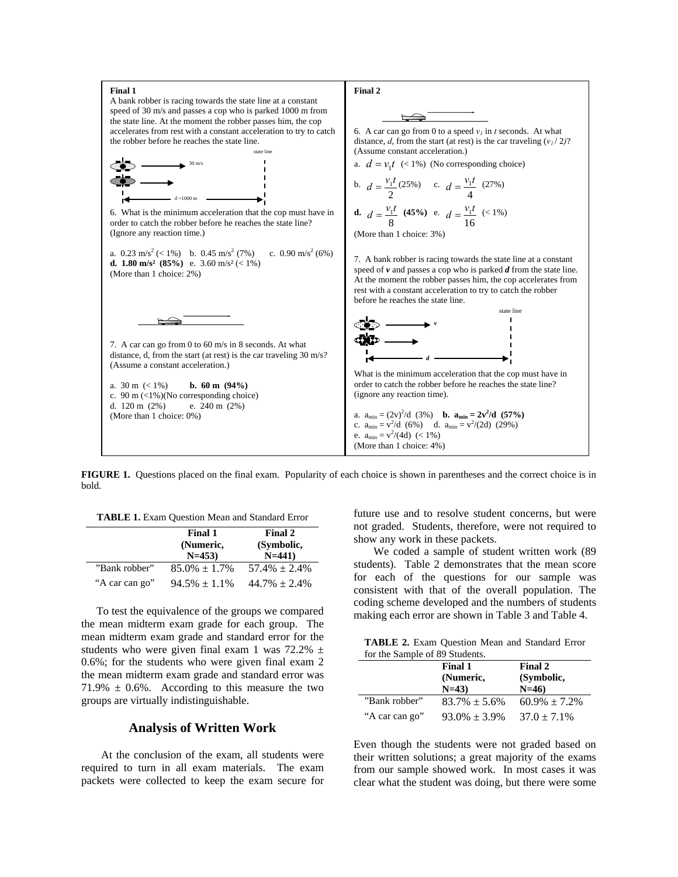**Final 1**

A bank robber is racing towards the state line at a constant speed of 30 m/s and passes a cop who is parked 1000 m from the state line. At the moment the robber passes him, the cop accelerates from rest with a constant acceleration to try to catch the robber before he reaches the state line.

6. What is the minimum acceleration that the cop must have in order to catch the robber before he reaches the state line? (Ignore any reaction time.)

a. 0.23 m/s$^2$ (< 1%) b. 0.45 m/s$^2$ (7%) c. 0.90 m/s$^2$ (6%)
**d. 1.80 m/s$^2$ (85%)** e. 3.60 m/s$^2$ (< 1%)
(More than 1 choice: 2%)

7. A car can go from 0 to 60 m/s in 8 seconds. At what distance, d, from the start (at rest) is the car traveling 30 m/s? (Assume a constant acceleration.)

a. 30 m (< 1%) **b. 60 m (94%)**
c. 90 m (<1%)(No corresponding choice)
d. 120 m (2%) e. 240 m (2%)
(More than 1 choice: 0%)

**Final 2**

6. A car can go from 0 to a speed $v_1$ in $t$ seconds. At what distance, $d$, from the start (at rest) is the car traveling ($v_1 / 2$)? (Assume constant acceleration.)

a. $d = v_1 t$ (< 1%) (No corresponding choice)
b. $d = \frac{v_1 t}{2}$ (25%) c. $d = \frac{v_1 t}{4}$ (27%)
**d.** $d = \frac{v_1 t}{8}$ **(45%)** e. $d = \frac{v_1 t}{16}$ (< 1%)
(More than 1 choice: 3%)

7. A bank robber is racing towards the state line at a constant speed of $\boldsymbol{v}$ and passes a cop who is parked $\boldsymbol{d}$ from the state line. At the moment the robber passes him, the cop accelerates from rest with a constant acceleration to try to catch the robber before he reaches the state line.

What is the minimum acceleration that the cop must have in order to catch the robber before he reaches the state line? (ignore any reaction time).

a. $a_{min} = (2v)^2/d$ (3%) **b.** $\mathbf{a_{min} = 2v^2/d}$ **(57%)**
c. $a_{min} = v^2/d$ (6%) d. $a_{min} = v^2/(2d)$ (29%)
e. $a_{min} = v^2/(4d)$ (< 1%)
(More than 1 choice: 4%)

**FIGURE 1.** Questions placed on the final exam. Popularity of each choice is shown in parentheses and the correct choice is in bold.

**TABLE 1.** Exam Question Mean and Standard Error

| | Final 1 (Numeric, N=453) | Final 2 (Symbolic, N=441) |
|---|---|---|
| "Bank robber" | 85.0% ± 1.7% | 57.4% ± 2.4% |
| "A car can go" | 94.5% ± 1.1% | 44.7% ± 2.4% |

To test the equivalence of the groups we compared the mean midterm exam grade for each group. The mean midterm exam grade and standard error for the students who were given final exam 1 was 72.2% ± 0.6%; for the students who were given final exam 2 the mean midterm exam grade and standard error was 71.9% ± 0.6%. According to this measure the two groups are virtually indistinguishable.

## Analysis of Written Work

At the conclusion of the exam, all students were required to turn in all exam materials. The exam packets were collected to keep the exam secure for future use and to resolve student concerns, but were not graded. Students, therefore, were not required to show any work in these packets.

We coded a sample of student written work (89 students). Table 2 demonstrates that the mean score for each of the questions for our sample was consistent with that of the overall population. The coding scheme developed and the numbers of students making each error are shown in Table 3 and Table 4.

**TABLE 2.** Exam Question Mean and Standard Error for the Sample of 89 Students.

| | Final 1 (Numeric, N=43) | Final 2 (Symbolic, N=46) |
|---|---|---|
| "Bank robber" | 83.7% ± 5.6% | 60.9% ± 7.2% |
| "A car can go" | 93.0% ± 3.9% | 37.0 ± 7.1% |

Even though the students were not graded based on their written solutions; a great majority of the exams from our sample showed work. In most cases it was clear what the student was doing, but there were some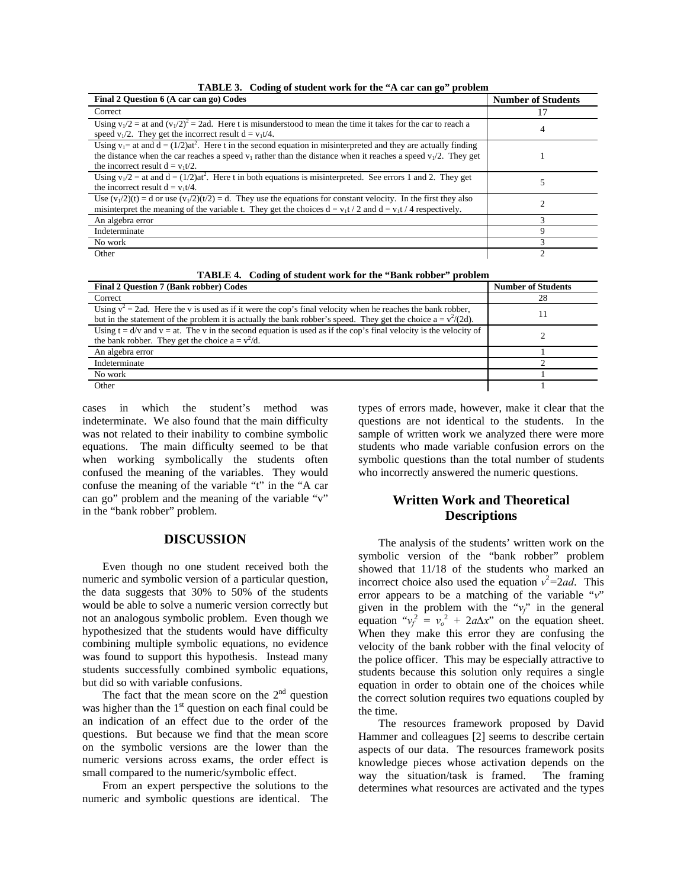**TABLE 3. Coding of student work for the "A car can go" problem**

| Final 2 Question 6 (A car can go) Codes | Number of Students |
|---|---|
| Correct | 17 |
| Using $v_1/2 = at$ and $(v_1/2)^2 = 2ad$. Here t is misunderstood to mean the time it takes for the car to reach a speed $v_1/2$. They get the incorrect result $d = v_1t/4$. | 4 |
| Using $v_1= at$ and $d = (1/2)at^2$. Here t in the second equation in misinterpreted and they are actually finding the distance when the car reaches a speed $v_1$ rather than the distance when it reaches a speed $v_1/2$. They get the incorrect result $d = v_1t/2$. | 1 |
| Using $v_1/2 = at$ and $d = (1/2)at^2$. Here t in both equations is misinterpreted. See errors 1 and 2. They get the incorrect result $d = v_1t/4$. | 5 |
| Use $(v_1/2)(t) = d$ or use $(v_1/2)(t/2) = d$. They use the equations for constant velocity. In the first they also misinterpret the meaning of the variable t. They get the choices $d = v_1t / 2$ and $d = v_1t / 4$ respectively. | 2 |
| An algebra error | 3 |
| Indeterminate | 9 |
| No work | 3 |
| Other | 2 |

**TABLE 4. Coding of student work for the "Bank robber" problem**

| Final 2 Question 7 (Bank robber) Codes | Number of Students |
|---|---|
| Correct | 28 |
| Using $v^2 = 2ad$. Here the v is used as if it were the cop's final velocity when he reaches the bank robber, but in the statement of the problem it is actually the bank robber's speed. They get the choice $a = v^2/(2d)$. | 11 |
| Using $t = d/v$ and $v = at$. The v in the second equation is used as if the cop's final velocity is the velocity of the bank robber. They get the choice $a = v^2/d$. | 2 |
| An algebra error | 1 |
| Indeterminate | 2 |
| No work | 1 |
| Other | 1 |

cases in which the student's method was indeterminate. We also found that the main difficulty was not related to their inability to combine symbolic equations. The main difficulty seemed to be that when working symbolically the students often confused the meaning of the variables. They would confuse the meaning of the variable "t" in the "A car can go" problem and the meaning of the variable "v" in the "bank robber" problem.

## DISCUSSION

Even though no one student received both the numeric and symbolic version of a particular question, the data suggests that 30% to 50% of the students would be able to solve a numeric version correctly but not an analogous symbolic problem. Even though we hypothesized that the students would have difficulty combining multiple symbolic equations, no evidence was found to support this hypothesis. Instead many students successfully combined symbolic equations, but did so with variable confusions.

The fact that the mean score on the 2nd question was higher than the 1st question on each final could be an indication of an effect due to the order of the questions. But because we find that the mean score on the symbolic versions are the lower than the numeric versions across exams, the order effect is small compared to the numeric/symbolic effect.

From an expert perspective the solutions to the numeric and symbolic questions are identical. The types of errors made, however, make it clear that the questions are not identical to the students. In the sample of written work we analyzed there were more students who made variable confusion errors on the symbolic questions than the total number of students who incorrectly answered the numeric questions.

## Written Work and Theoretical Descriptions

The analysis of the students' written work on the symbolic version of the "bank robber" problem showed that 11/18 of the students who marked an incorrect choice also used the equation $v^2=2ad$. This error appears to be a matching of the variable "$v$" given in the problem with the "$v_f$" in the general equation "$v_f^2 = v_o^2 + 2a\Delta x$" on the equation sheet. When they make this error they are confusing the velocity of the bank robber with the final velocity of the police officer. This may be especially attractive to students because this solution only requires a single equation in order to obtain one of the choices while the correct solution requires two equations coupled by the time.

The resources framework proposed by David Hammer and colleagues [2] seems to describe certain aspects of our data. The resources framework posits knowledge pieces whose activation depends on the way the situation/task is framed. The framing determines what resources are activated and the types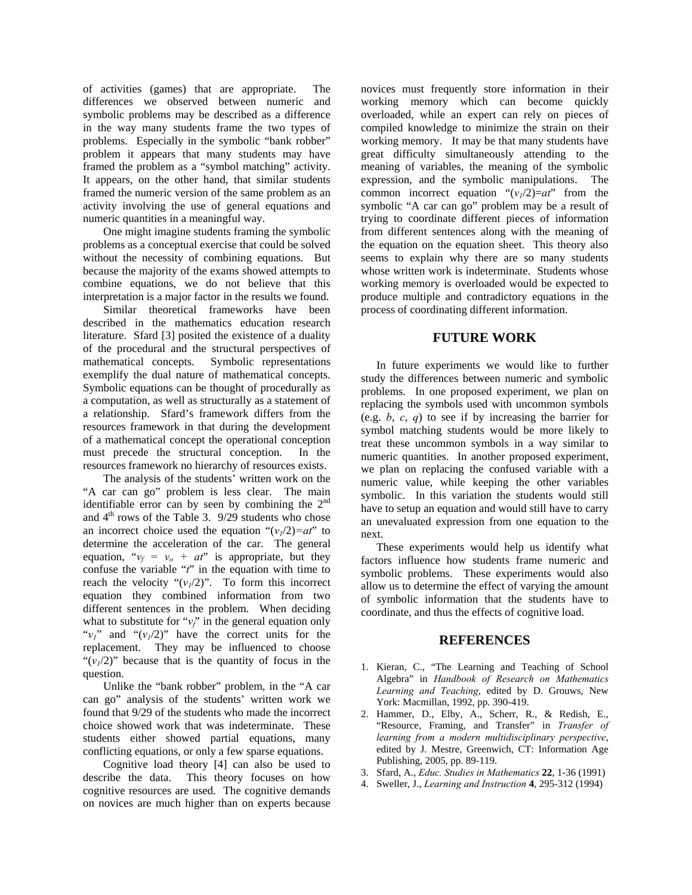of activities (games) that are appropriate. The differences we observed between numeric and symbolic problems may be described as a difference in the way many students frame the two types of problems. Especially in the symbolic "bank robber" problem it appears that many students may have framed the problem as a "symbol matching" activity. It appears, on the other hand, that similar students framed the numeric version of the same problem as an activity involving the use of general equations and numeric quantities in a meaningful way.

One might imagine students framing the symbolic problems as a conceptual exercise that could be solved without the necessity of combining equations. But because the majority of the exams showed attempts to combine equations, we do not believe that this interpretation is a major factor in the results we found.

Similar theoretical frameworks have been described in the mathematics education research literature. Sfard [3] posited the existence of a duality of the procedural and the structural perspectives of mathematical concepts. Symbolic representations exemplify the dual nature of mathematical concepts. Symbolic equations can be thought of procedurally as a computation, as well as structurally as a statement of a relationship. Sfard's framework differs from the resources framework in that during the development of a mathematical concept the operational conception must precede the structural conception. In the resources framework no hierarchy of resources exists.

The analysis of the students' written work on the "A car can go" problem is less clear. The main identifiable error can by seen by combining the 2nd and 4th rows of the Table 3. 9/29 students who chose an incorrect choice used the equation "$(v_1/2)=at$" to determine the acceleration of the car. The general equation, "$v_f = v_o + at$" is appropriate, but they confuse the variable "$t$" in the equation with time to reach the velocity "$(v_1/2)$". To form this incorrect equation they combined information from two different sentences in the problem. When deciding what to substitute for "$v_f$" in the general equation only "$v_1$" and "$(v_1/2)$" have the correct units for the replacement. They may be influenced to choose "$(v_1/2)$" because that is the quantity of focus in the question.

Unlike the "bank robber" problem, in the "A car can go" analysis of the students' written work we found that 9/29 of the students who made the incorrect choice showed work that was indeterminate. These students either showed partial equations, many conflicting equations, or only a few sparse equations.

Cognitive load theory [4] can also be used to describe the data. This theory focuses on how cognitive resources are used. The cognitive demands on novices are much higher than on experts because novices must frequently store information in their working memory which can become quickly overloaded, while an expert can rely on pieces of compiled knowledge to minimize the strain on their working memory. It may be that many students have great difficulty simultaneously attending to the meaning of variables, the meaning of the symbolic expression, and the symbolic manipulations. The common incorrect equation "$(v_1/2)=at$" from the symbolic "A car can go" problem may be a result of trying to coordinate different pieces of information from different sentences along with the meaning of the equation on the equation sheet. This theory also seems to explain why there are so many students whose written work is indeterminate. Students whose working memory is overloaded would be expected to produce multiple and contradictory equations in the process of coordinating different information.

## FUTURE WORK

In future experiments we would like to further study the differences between numeric and symbolic problems. In one proposed experiment, we plan on replacing the symbols used with uncommon symbols (e.g. $b$, $c$, $q$) to see if by increasing the barrier for symbol matching students would be more likely to treat these uncommon symbols in a way similar to numeric quantities. In another proposed experiment, we plan on replacing the confused variable with a numeric value, while keeping the other variables symbolic. In this variation the students would still have to setup an equation and would still have to carry an unevaluated expression from one equation to the next.

These experiments would help us identify what factors influence how students frame numeric and symbolic problems. These experiments would also allow us to determine the effect of varying the amount of symbolic information that the students have to coordinate, and thus the effects of cognitive load.

## REFERENCES

1. Kieran, C., "The Learning and Teaching of School Algebra" in *Handbook of Research on Mathematics Learning and Teaching*, edited by D. Grouws, New York: Macmillan, 1992, pp. 390-419.
2. Hammer, D., Elby, A., Scherr, R., & Redish, E., "Resource, Framing, and Transfer" in *Transfer of learning from a modern multidisciplinary perspective*, edited by J. Mestre, Greenwich, CT: Information Age Publishing, 2005, pp. 89-119.
3. Sfard, A., *Educ. Studies in Mathematics* **22**, 1-36 (1991)
4. Sweller, J., *Learning and Instruction* **4**, 295-312 (1994)